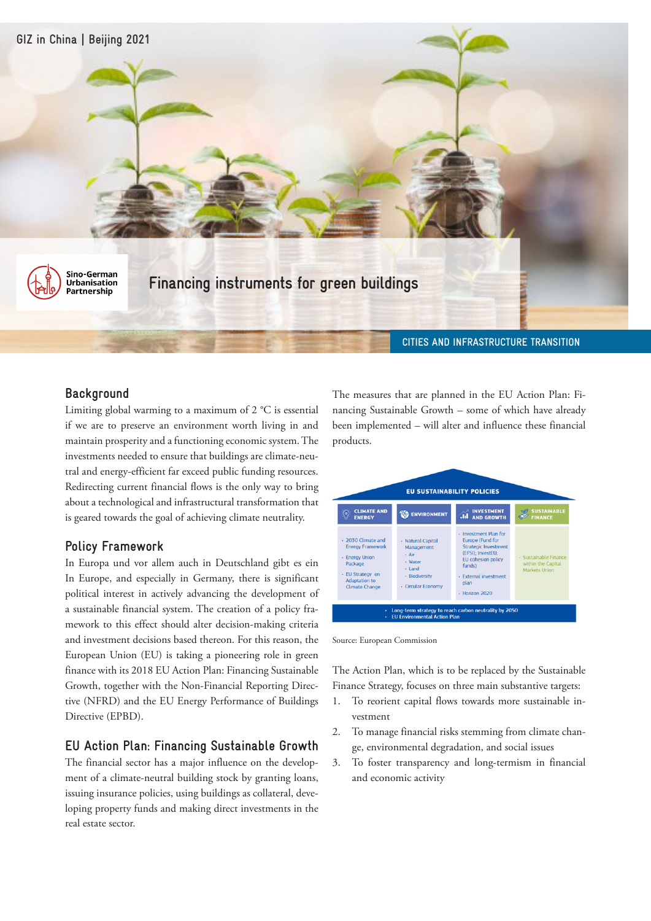GIZ in China | Beijing 2021

Sino-German Urbanisation Partnership

# Financing instruments for green buildings

CITIES AND INFRASTRUCTURE TRANSITION

## Background

Limiting global warming to a maximum of 2 °C is essential if we are to preserve an environment worth living in and maintain prosperity and a functioning economic system. The investments needed to ensure that buildings are climate-neutral and energy-efficient far exceed public funding resources. Redirecting current financial flows is the only way to bring about a technological and infrastructural transformation that is geared towards the goal of achieving climate neutrality.

## Policy Framework

In Europa und vor allem auch in Deutschland gibt es ein In Europe, and especially in Germany, there is significant political interest in actively advancing the development of a sustainable financial system. The creation of a policy framework to this effect should alter decision-making criteria and investment decisions based thereon. For this reason, the European Union (EU) is taking a pioneering role in green finance with its 2018 EU Action Plan: Financing Sustainable Growth, together with the Non-Financial Reporting Directive (NFRD) and the EU Energy Performance of Buildings Directive (EPBD).

## EU Action Plan: Financing Sustainable Growth

The financial sector has a major influence on the development of a climate-neutral building stock by granting loans, issuing insurance policies, using buildings as collateral, developing property funds and making direct investments in the real estate sector.

The measures that are planned in the EU Action Plan: Financing Sustainable Growth – some of which have already been implemented – will alter and influence these financial products.

**EU SUSTAINABILITY POLICIES**

| CLIMATE AND ENERGY | ENVIRONMENT | INVESTMENT AND GROWTH | SUSTAINABLE FINANCE |
|---|---|---|---|
| · 2030 Climate and Energy Framework<br>· Energy Union Package<br>· EU Strategy on Adaptation to Climate Change | · Natural Capital Management<br>· Air<br>· Water<br>· Land<br>· Biodiversity<br>· Circular Economy | · Investment Plan for Europe (Fund for Strategic Investment (EFSI); InvestEU; EU cohesion policy funds)<br>· External investment plan<br>· Horizon 2020 | · Sustainable Finance within the Capital Markets Union |

· Long-term strategy to reach carbon neutrality by 2050
· EU Environmental Action Plan

Source: European Commission

The Action Plan, which is to be replaced by the Sustainable Finance Strategy, focuses on three main substantive targets:

1. To reorient capital flows towards more sustainable investment
2. To manage financial risks stemming from climate change, environmental degradation, and social issues
3. To foster transparency and long-termism in financial and economic activity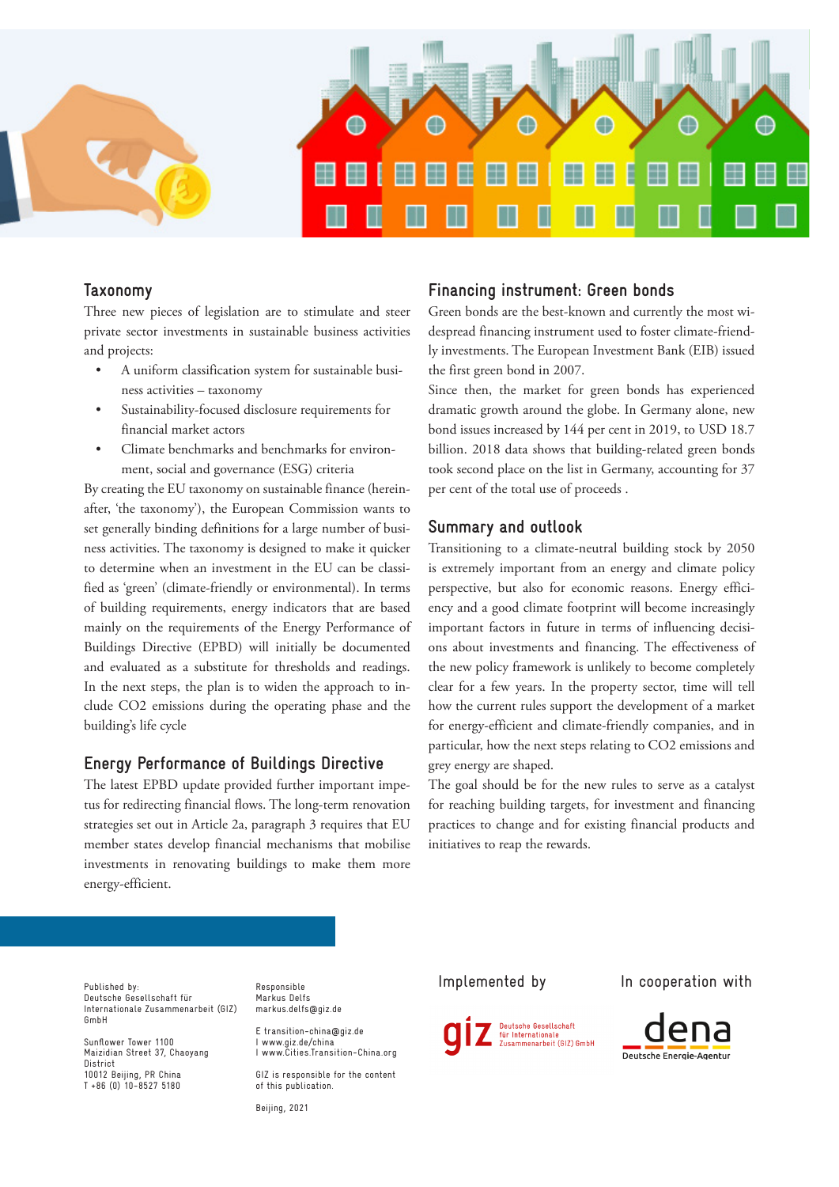## Taxonomy

Three new pieces of legislation are to stimulate and steer private sector investments in sustainable business activities and projects:

- A uniform classification system for sustainable business activities – taxonomy
- Sustainability-focused disclosure requirements for financial market actors
- Climate benchmarks and benchmarks for environment, social and governance (ESG) criteria

By creating the EU taxonomy on sustainable finance (hereinafter, 'the taxonomy'), the European Commission wants to set generally binding definitions for a large number of business activities. The taxonomy is designed to make it quicker to determine when an investment in the EU can be classified as 'green' (climate-friendly or environmental). In terms of building requirements, energy indicators that are based mainly on the requirements of the Energy Performance of Buildings Directive (EPBD) will initially be documented and evaluated as a substitute for thresholds and readings. In the next steps, the plan is to widen the approach to include $CO_2$ emissions during the operating phase and the building's life cycle

## Energy Performance of Buildings Directive

The latest EPBD update provided further important impetus for redirecting financial flows. The long-term renovation strategies set out in Article 2a, paragraph 3 requires that EU member states develop financial mechanisms that mobilise investments in renovating buildings to make them more energy-efficient.

## Financing instrument: Green bonds

Green bonds are the best-known and currently the most widespread financing instrument used to foster climate-friendly investments. The European Investment Bank (EIB) issued the first green bond in 2007.

Since then, the market for green bonds has experienced dramatic growth around the globe. In Germany alone, new bond issues increased by 144 per cent in 2019, to USD 18.7 billion. 2018 data shows that building-related green bonds took second place on the list in Germany, accounting for 37 per cent of the total use of proceeds .

## Summary and outlook

Transitioning to a climate-neutral building stock by 2050 is extremely important from an energy and climate policy perspective, but also for economic reasons. Energy efficiency and a good climate footprint will become increasingly important factors in future in terms of influencing decisions about investments and financing. The effectiveness of the new policy framework is unlikely to become completely clear for a few years. In the property sector, time will tell how the current rules support the development of a market for energy-efficient and climate-friendly companies, and in particular, how the next steps relating to $CO_2$ emissions and grey energy are shaped.

The goal should be for the new rules to serve as a catalyst for reaching building targets, for investment and financing practices to change and for existing financial products and initiatives to reap the rewards.

Published by:
Deutsche Gesellschaft für Internationale Zusammenarbeit (GIZ) GmbH

Sunflower Tower 1100
Maizidian Street 37, Chaoyang District
10012 Beijing, PR China
T +86 (0) 10-8527 5180

Responsible
Markus Delfs
markus.delfs@giz.de

E transition-china@giz.de
I www.giz.de/china
I www.Cities.Transition-China.org

GIZ is responsible for the content of this publication.

Beijing, 2021

Implemented by

giz Deutsche Gesellschaft für Internationale Zusammenarbeit (GIZ) GmbH

In cooperation with

dena Deutsche Energie-Agentur